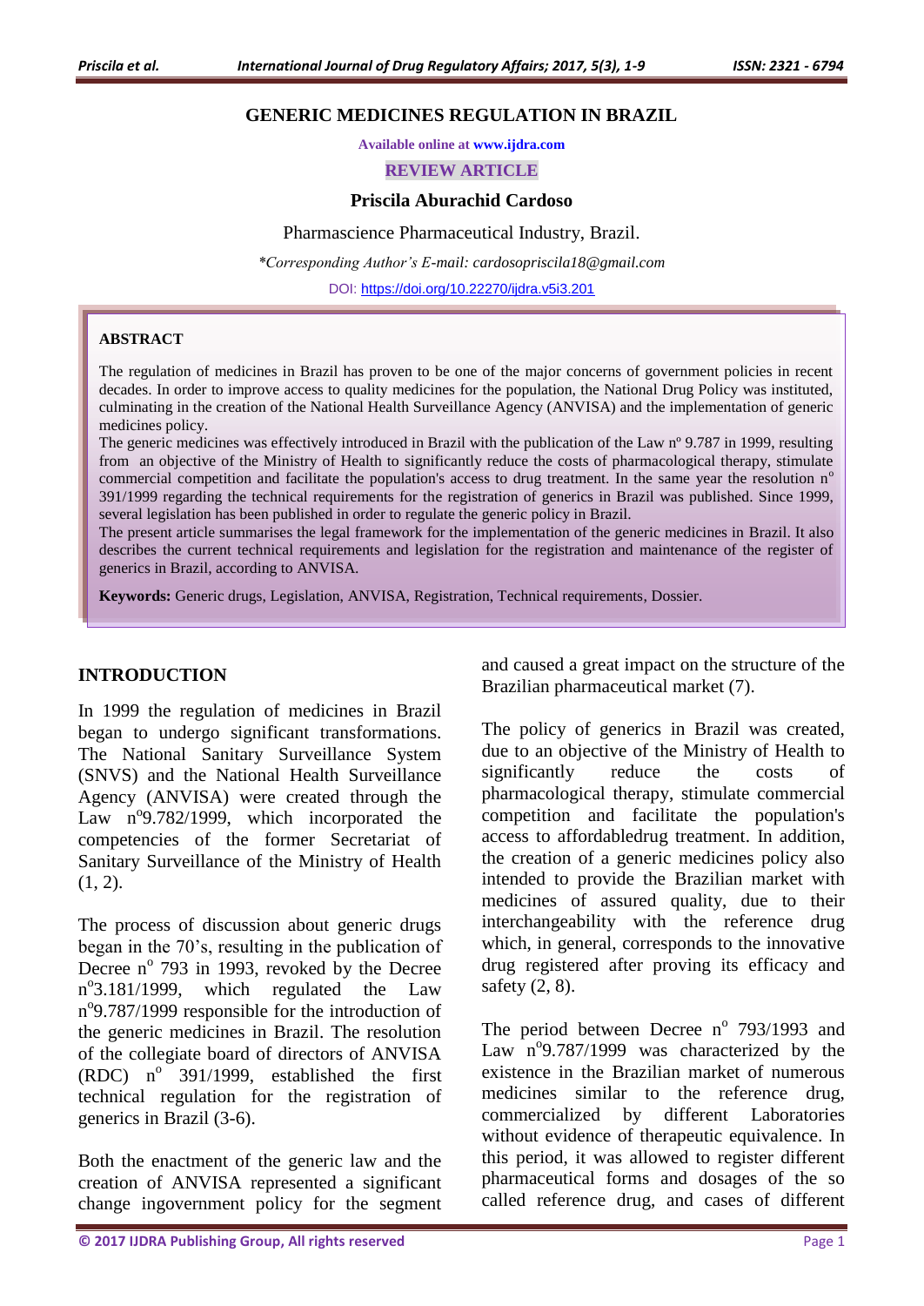# GENERIC MEDICINES REGULATION IN BRAZIL

Available online at www.ijdra.com

REVIEW ARTICLE

**Priscila Aburachid Cardoso**

Pharmascience Pharmaceutical Industry, Brazil.

*\*Corresponding Author's E-mail: cardosopriscila18@gmail.com*

DOI: https://doi.org/10.22270/ijdra.v5i3.201

## ABSTRACT

The regulation of medicines in Brazil has proven to be one of the major concerns of government policies in recent decades. In order to improve access to quality medicines for the population, the National Drug Policy was instituted, culminating in the creation of the National Health Surveillance Agency (ANVISA) and the implementation of generic medicines policy.

The generic medicines was effectively introduced in Brazil with the publication of the Law nº 9.787 in 1999, resulting from an objective of the Ministry of Health to significantly reduce the costs of pharmacological therapy, stimulate commercial competition and facilitate the population's access to drug treatment. In the same year the resolution nº 391/1999 regarding the technical requirements for the registration of generics in Brazil was published. Since 1999, several legislation has been published in order to regulate the generic policy in Brazil.

The present article summarises the legal framework for the implementation of the generic medicines in Brazil. It also describes the current technical requirements and legislation for the registration and maintenance of the register of generics in Brazil, according to ANVISA.

**Keywords:** Generic drugs, Legislation, ANVISA, Registration, Technical requirements, Dossier.

## INTRODUCTION

In 1999 the regulation of medicines in Brazil began to undergo significant transformations. The National Sanitary Surveillance System (SNVS) and the National Health Surveillance Agency (ANVISA) were created through the Law nº9.782/1999, which incorporated the competencies of the former Secretariat of Sanitary Surveillance of the Ministry of Health (1, 2).

The process of discussion about generic drugs began in the 70's, resulting in the publication of Decree nº 793 in 1993, revoked by the Decree nº3.181/1999, which regulated the Law nº9.787/1999 responsible for the introduction of the generic medicines in Brazil. The resolution of the collegiate board of directors of ANVISA (RDC) nº 391/1999, established the first technical regulation for the registration of generics in Brazil (3-6).

Both the enactment of the generic law and the creation of ANVISA represented a significant change ingovernment policy for the segment and caused a great impact on the structure of the Brazilian pharmaceutical market (7).

The policy of generics in Brazil was created, due to an objective of the Ministry of Health to significantly reduce the costs of pharmacological therapy, stimulate commercial competition and facilitate the population's access to affordabledrug treatment. In addition, the creation of a generic medicines policy also intended to provide the Brazilian market with medicines of assured quality, due to their interchangeability with the reference drug which, in general, corresponds to the innovative drug registered after proving its efficacy and safety (2, 8).

The period between Decree nº 793/1993 and Law nº9.787/1999 was characterized by the existence in the Brazilian market of numerous medicines similar to the reference drug, commercialized by different Laboratories without evidence of therapeutic equivalence. In this period, it was allowed to register different pharmaceutical forms and dosages of the so called reference drug, and cases of different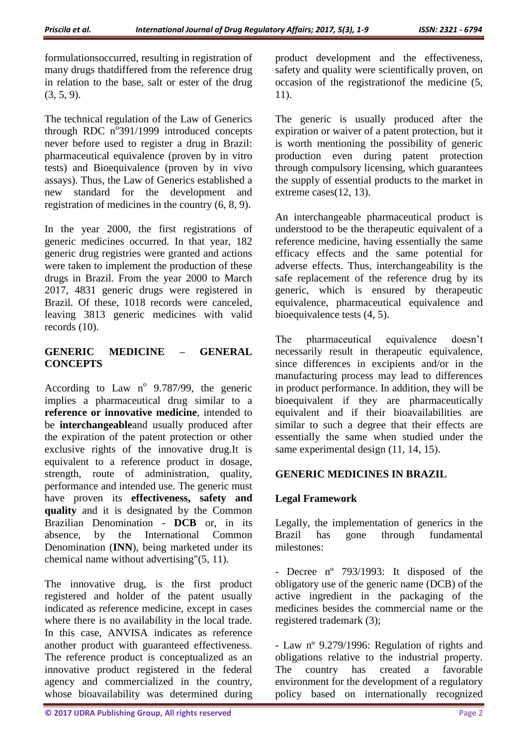formulationsoccurred, resulting in registration of many drugs thatdiffered from the reference drug in relation to the base, salt or ester of the drug (3, 5, 9).

The technical regulation of the Law of Generics through RDC n°391/1999 introduced concepts never before used to register a drug in Brazil: pharmaceutical equivalence (proven by in vitro tests) and Bioequivalence (proven by in vivo assays). Thus, the Law of Generics established a new standard for the development and registration of medicines in the country (6, 8, 9).

In the year 2000, the first registrations of generic medicines occurred. In that year, 182 generic drug registries were granted and actions were taken to implement the production of these drugs in Brazil. From the year 2000 to March 2017, 4831 generic drugs were registered in Brazil. Of these, 1018 records were canceled, leaving 3813 generic medicines with valid records (10).

## GENERIC MEDICINE – GENERAL CONCEPTS

According to Law n° 9.787/99, the generic implies a pharmaceutical drug similar to a **reference or innovative medicine**, intended to be **interchangeable**and usually produced after the expiration of the patent protection or other exclusive rights of the innovative drug.It is equivalent to a reference product in dosage, strength, route of administration, quality, performance and intended use. The generic must have proven its **effectiveness, safety and quality** and it is designated by the Common Brazilian Denomination - **DCB** or, in its absence, by the International Common Denomination (**INN**), being marketed under its chemical name without advertising"(5, 11).

The innovative drug, is the first product registered and holder of the patent usually indicated as reference medicine, except in cases where there is no availability in the local trade. In this case, ANVISA indicates as reference another product with guaranteed effectiveness. The reference product is conceptualized as an innovative product registered in the federal agency and commercialized in the country, whose bioavailability was determined during product development and the effectiveness, safety and quality were scientifically proven, on occasion of the registrationof the medicine (5, 11).

The generic is usually produced after the expiration or waiver of a patent protection, but it is worth mentioning the possibility of generic production even during patent protection through compulsory licensing, which guarantees the supply of essential products to the market in extreme cases(12, 13).

An interchangeable pharmaceutical product is understood to be the therapeutic equivalent of a reference medicine, having essentially the same efficacy effects and the same potential for adverse effects. Thus, interchangeability is the safe replacement of the reference drug by its generic, which is ensured by therapeutic equivalence, pharmaceutical equivalence and bioequivalence tests (4, 5).

The pharmaceutical equivalence doesn't necessarily result in therapeutic equivalence, since differences in excipients and/or in the manufacturing process may lead to differences in product performance. In addition, they will be bioequivalent if they are pharmaceutically equivalent and if their bioavailabilities are similar to such a degree that their effects are essentially the same when studied under the same experimental design (11, 14, 15).

## GENERIC MEDICINES IN BRAZIL

### Legal Framework

Legally, the implementation of generics in the Brazil has gone through fundamental milestones:

- Decree nº 793/1993: It disposed of the obligatory use of the generic name (DCB) of the active ingredient in the packaging of the medicines besides the commercial name or the registered trademark (3);

- Law nº 9.279/1996: Regulation of rights and obligations relative to the industrial property. The country has created a favorable environment for the development of a regulatory policy based on internationally recognized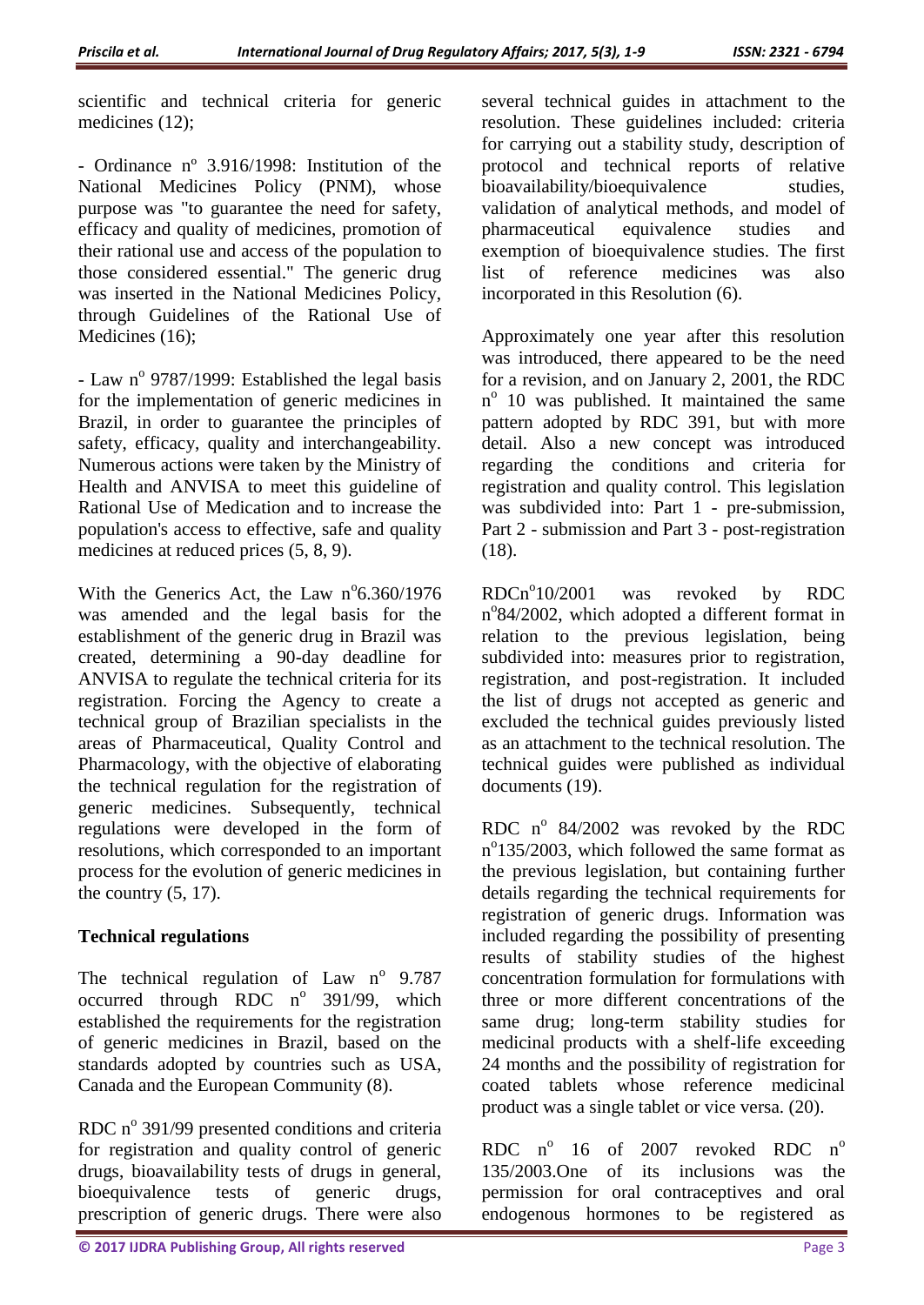scientific and technical criteria for generic medicines (12);

- Ordinance nº 3.916/1998: Institution of the National Medicines Policy (PNM), whose purpose was "to guarantee the need for safety, efficacy and quality of medicines, promotion of their rational use and access of the population to those considered essential." The generic drug was inserted in the National Medicines Policy, through Guidelines of the Rational Use of Medicines (16);

- Law nº 9787/1999: Established the legal basis for the implementation of generic medicines in Brazil, in order to guarantee the principles of safety, efficacy, quality and interchangeability. Numerous actions were taken by the Ministry of Health and ANVISA to meet this guideline of Rational Use of Medication and to increase the population's access to effective, safe and quality medicines at reduced prices (5, 8, 9).

With the Generics Act, the Law nº6.360/1976 was amended and the legal basis for the establishment of the generic drug in Brazil was created, determining a 90-day deadline for ANVISA to regulate the technical criteria for its registration. Forcing the Agency to create a technical group of Brazilian specialists in the areas of Pharmaceutical, Quality Control and Pharmacology, with the objective of elaborating the technical regulation for the registration of generic medicines. Subsequently, technical regulations were developed in the form of resolutions, which corresponded to an important process for the evolution of generic medicines in the country (5, 17).

## Technical regulations

The technical regulation of Law nº 9.787 occurred through RDC nº 391/99, which established the requirements for the registration of generic medicines in Brazil, based on the standards adopted by countries such as USA, Canada and the European Community (8).

RDC nº 391/99 presented conditions and criteria for registration and quality control of generic drugs, bioavailability tests of drugs in general, bioequivalence tests of generic drugs, prescription of generic drugs. There were also several technical guides in attachment to the resolution. These guidelines included: criteria for carrying out a stability study, description of protocol and technical reports of relative bioavailability/bioequivalence studies, validation of analytical methods, and model of pharmaceutical equivalence studies and exemption of bioequivalence studies. The first list of reference medicines was also incorporated in this Resolution (6).

Approximately one year after this resolution was introduced, there appeared to be the need for a revision, and on January 2, 2001, the RDC nº 10 was published. It maintained the same pattern adopted by RDC 391, but with more detail. Also a new concept was introduced regarding the conditions and criteria for registration and quality control. This legislation was subdivided into: Part 1 - pre-submission, Part 2 - submission and Part 3 - post-registration (18).

RDCnº10/2001 was revoked by RDC nº84/2002, which adopted a different format in relation to the previous legislation, being subdivided into: measures prior to registration, registration, and post-registration. It included the list of drugs not accepted as generic and excluded the technical guides previously listed as an attachment to the technical resolution. The technical guides were published as individual documents (19).

RDC nº 84/2002 was revoked by the RDC nº135/2003, which followed the same format as the previous legislation, but containing further details regarding the technical requirements for registration of generic drugs. Information was included regarding the possibility of presenting results of stability studies of the highest concentration formulation for formulations with three or more different concentrations of the same drug; long-term stability studies for medicinal products with a shelf-life exceeding 24 months and the possibility of registration for coated tablets whose reference medicinal product was a single tablet or vice versa. (20).

RDC nº 16 of 2007 revoked RDC nº 135/2003.One of its inclusions was the permission for oral contraceptives and oral endogenous hormones to be registered as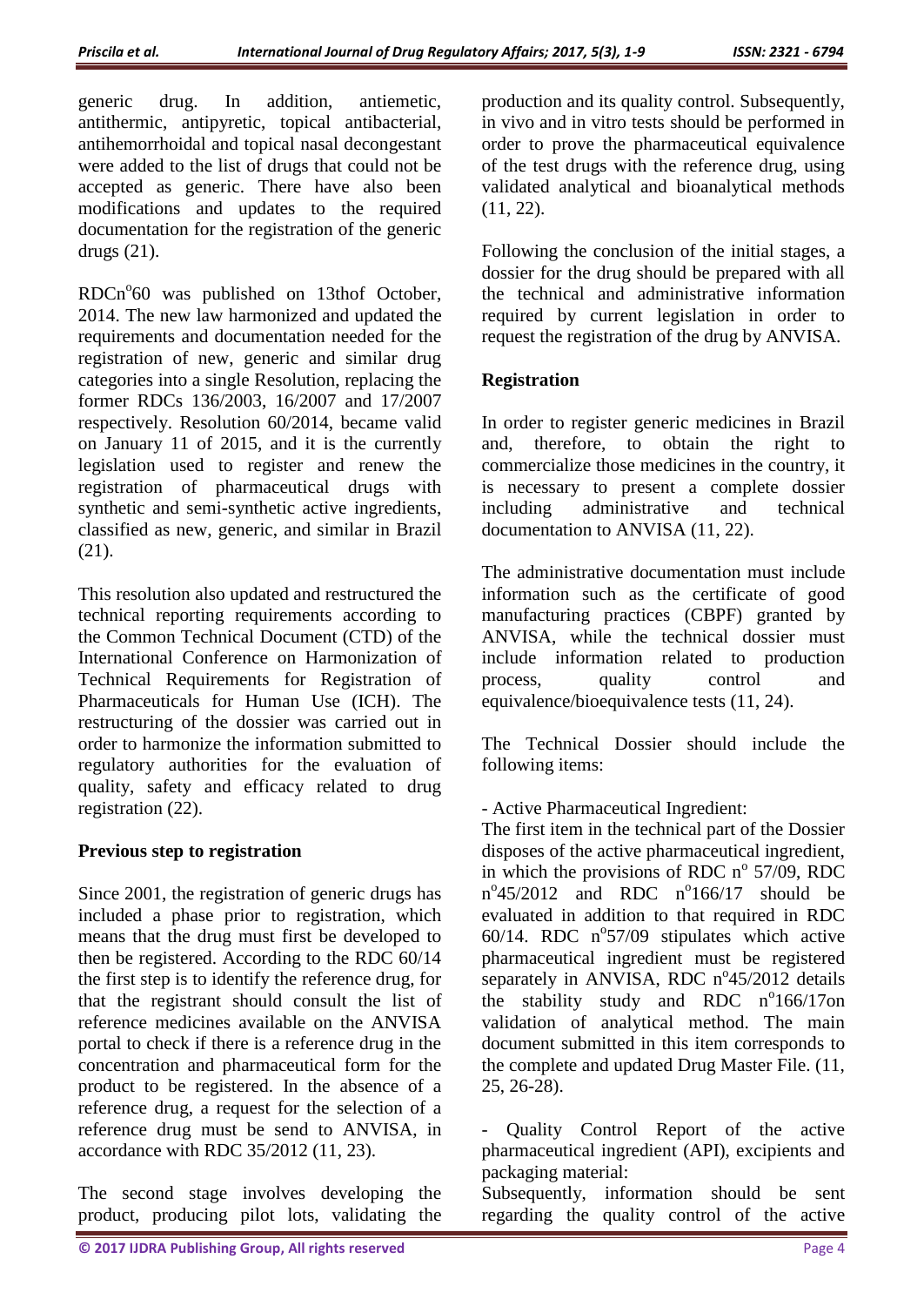generic drug. In addition, antiemetic, antithermic, antipyretic, topical antibacterial, antihemorrhoidal and topical nasal decongestant were added to the list of drugs that could not be accepted as generic. There have also been modifications and updates to the required documentation for the registration of the generic drugs (21).

RDCn$^o$60 was published on 13thof October, 2014. The new law harmonized and updated the requirements and documentation needed for the registration of new, generic and similar drug categories into a single Resolution, replacing the former RDCs 136/2003, 16/2007 and 17/2007 respectively. Resolution 60/2014, became valid on January 11 of 2015, and it is the currently legislation used to register and renew the registration of pharmaceutical drugs with synthetic and semi-synthetic active ingredients, classified as new, generic, and similar in Brazil (21).

This resolution also updated and restructured the technical reporting requirements according to the Common Technical Document (CTD) of the International Conference on Harmonization of Technical Requirements for Registration of Pharmaceuticals for Human Use (ICH). The restructuring of the dossier was carried out in order to harmonize the information submitted to regulatory authorities for the evaluation of quality, safety and efficacy related to drug registration (22).

**Previous step to registration**

Since 2001, the registration of generic drugs has included a phase prior to registration, which means that the drug must first be developed to then be registered. According to the RDC 60/14 the first step is to identify the reference drug, for that the registrant should consult the list of reference medicines available on the ANVISA portal to check if there is a reference drug in the concentration and pharmaceutical form for the product to be registered. In the absence of a reference drug, a request for the selection of a reference drug must be send to ANVISA, in accordance with RDC 35/2012 (11, 23).

The second stage involves developing the product, producing pilot lots, validating the production and its quality control. Subsequently, in vivo and in vitro tests should be performed in order to prove the pharmaceutical equivalence of the test drugs with the reference drug, using validated analytical and bioanalytical methods (11, 22).

Following the conclusion of the initial stages, a dossier for the drug should be prepared with all the technical and administrative information required by current legislation in order to request the registration of the drug by ANVISA.

**Registration**

In order to register generic medicines in Brazil and, therefore, to obtain the right to commercialize those medicines in the country, it is necessary to present a complete dossier including administrative and technical documentation to ANVISA (11, 22).

The administrative documentation must include information such as the certificate of good manufacturing practices (CBPF) granted by ANVISA, while the technical dossier must include information related to production process, quality control and equivalence/bioequivalence tests (11, 24).

The Technical Dossier should include the following items:

- Active Pharmaceutical Ingredient:

The first item in the technical part of the Dossier disposes of the active pharmaceutical ingredient, in which the provisions of RDC n$^o$ 57/09, RDC n$^o$45/2012 and RDC n$^o$166/17 should be evaluated in addition to that required in RDC 60/14. RDC n$^o$57/09 stipulates which active pharmaceutical ingredient must be registered separately in ANVISA, RDC n$^o$45/2012 details the stability study and RDC n$^o$166/17on validation of analytical method. The main document submitted in this item corresponds to the complete and updated Drug Master File. (11, 25, 26-28).

- Quality Control Report of the active pharmaceutical ingredient (API), excipients and packaging material:

Subsequently, information should be sent regarding the quality control of the active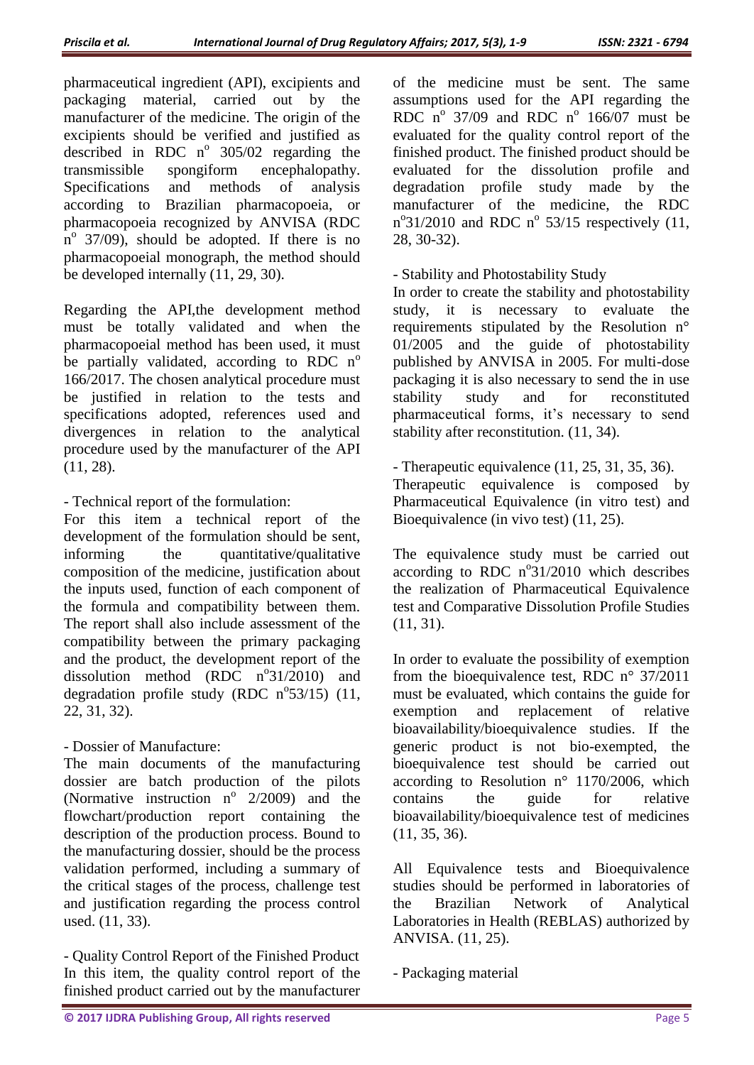pharmaceutical ingredient (API), excipients and packaging material, carried out by the manufacturer of the medicine. The origin of the excipients should be verified and justified as described in RDC n$^{o}$ 305/02 regarding the transmissible spongiform encephalopathy. Specifications and methods of analysis according to Brazilian pharmacopoeia, or pharmacopoeia recognized by ANVISA (RDC n$^{o}$ 37/09), should be adopted. If there is no pharmacopoeial monograph, the method should be developed internally (11, 29, 30).

Regarding the API,the development method must be totally validated and when the pharmacopoeial method has been used, it must be partially validated, according to RDC n$^{o}$ 166/2017. The chosen analytical procedure must be justified in relation to the tests and specifications adopted, references used and divergences in relation to the analytical procedure used by the manufacturer of the API (11, 28).

- Technical report of the formulation:

For this item a technical report of the development of the formulation should be sent, informing the quantitative/qualitative composition of the medicine, justification about the inputs used, function of each component of the formula and compatibility between them. The report shall also include assessment of the compatibility between the primary packaging and the product, the development report of the dissolution method (RDC n$^{o}$31/2010) and degradation profile study (RDC n$^{o}$53/15) (11, 22, 31, 32).

- Dossier of Manufacture:

The main documents of the manufacturing dossier are batch production of the pilots (Normative instruction n$^{o}$ 2/2009) and the flowchart/production report containing the description of the production process. Bound to the manufacturing dossier, should be the process validation performed, including a summary of the critical stages of the process, challenge test and justification regarding the process control used. (11, 33).

- Quality Control Report of the Finished Product

In this item, the quality control report of the finished product carried out by the manufacturer of the medicine must be sent. The same assumptions used for the API regarding the RDC n$^{o}$ 37/09 and RDC n$^{o}$ 166/07 must be evaluated for the quality control report of the finished product. The finished product should be evaluated for the dissolution profile and degradation profile study made by the manufacturer of the medicine, the RDC n$^{o}$31/2010 and RDC n$^{o}$ 53/15 respectively (11, 28, 30-32).

- Stability and Photostability Study

In order to create the stability and photostability study, it is necessary to evaluate the requirements stipulated by the Resolution n° 01/2005 and the guide of photostability published by ANVISA in 2005. For multi-dose packaging it is also necessary to send the in use stability study and for reconstituted pharmaceutical forms, it's necessary to send stability after reconstitution. (11, 34).

- Therapeutic equivalence (11, 25, 31, 35, 36).

Therapeutic equivalence is composed by Pharmaceutical Equivalence (in vitro test) and Bioequivalence (in vivo test) (11, 25).

The equivalence study must be carried out according to RDC n$^{o}$31/2010 which describes the realization of Pharmaceutical Equivalence test and Comparative Dissolution Profile Studies (11, 31).

In order to evaluate the possibility of exemption from the bioequivalence test, RDC n° 37/2011 must be evaluated, which contains the guide for exemption and replacement of relative bioavailability/bioequivalence studies. If the generic product is not bio-exempted, the bioequivalence test should be carried out according to Resolution n° 1170/2006, which contains the guide for relative bioavailability/bioequivalence test of medicines (11, 35, 36).

All Equivalence tests and Bioequivalence studies should be performed in laboratories of the Brazilian Network of Analytical Laboratories in Health (REBLAS) authorized by ANVISA. (11, 25).

- Packaging material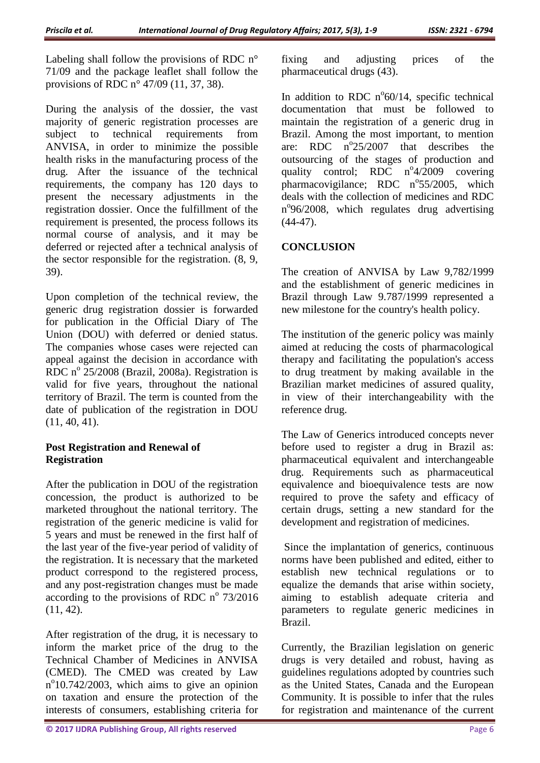Labeling shall follow the provisions of RDC n° 71/09 and the package leaflet shall follow the provisions of RDC n° 47/09 (11, 37, 38).

During the analysis of the dossier, the vast majority of generic registration processes are subject to technical requirements from ANVISA, in order to minimize the possible health risks in the manufacturing process of the drug. After the issuance of the technical requirements, the company has 120 days to present the necessary adjustments in the registration dossier. Once the fulfillment of the requirement is presented, the process follows its normal course of analysis, and it may be deferred or rejected after a technical analysis of the sector responsible for the registration. (8, 9, 39).

Upon completion of the technical review, the generic drug registration dossier is forwarded for publication in the Official Diary of The Union (DOU) with deferred or denied status. The companies whose cases were rejected can appeal against the decision in accordance with RDC n° 25/2008 (Brazil, 2008a). Registration is valid for five years, throughout the national territory of Brazil. The term is counted from the date of publication of the registration in DOU (11, 40, 41).

## Post Registration and Renewal of Registration

After the publication in DOU of the registration concession, the product is authorized to be marketed throughout the national territory. The registration of the generic medicine is valid for 5 years and must be renewed in the first half of the last year of the five-year period of validity of the registration. It is necessary that the marketed product correspond to the registered process, and any post-registration changes must be made according to the provisions of RDC n° 73/2016 (11, 42).

After registration of the drug, it is necessary to inform the market price of the drug to the Technical Chamber of Medicines in ANVISA (CMED). The CMED was created by Law n°10.742/2003, which aims to give an opinion on taxation and ensure the protection of the interests of consumers, establishing criteria for fixing and adjusting prices of the pharmaceutical drugs (43).

In addition to RDC n°60/14, specific technical documentation that must be followed to maintain the registration of a generic drug in Brazil. Among the most important, to mention are: RDC n°25/2007 that describes the outsourcing of the stages of production and quality control; RDC n°4/2009 covering pharmacovigilance; RDC n°55/2005, which deals with the collection of medicines and RDC n°96/2008, which regulates drug advertising (44-47).

## CONCLUSION

The creation of ANVISA by Law 9,782/1999 and the establishment of generic medicines in Brazil through Law 9.787/1999 represented a new milestone for the country's health policy.

The institution of the generic policy was mainly aimed at reducing the costs of pharmacological therapy and facilitating the population's access to drug treatment by making available in the Brazilian market medicines of assured quality, in view of their interchangeability with the reference drug.

The Law of Generics introduced concepts never before used to register a drug in Brazil as: pharmaceutical equivalent and interchangeable drug. Requirements such as pharmaceutical equivalence and bioequivalence tests are now required to prove the safety and efficacy of certain drugs, setting a new standard for the development and registration of medicines.

Since the implantation of generics, continuous norms have been published and edited, either to establish new technical regulations or to equalize the demands that arise within society, aiming to establish adequate criteria and parameters to regulate generic medicines in Brazil.

Currently, the Brazilian legislation on generic drugs is very detailed and robust, having as guidelines regulations adopted by countries such as the United States, Canada and the European Community. It is possible to infer that the rules for registration and maintenance of the current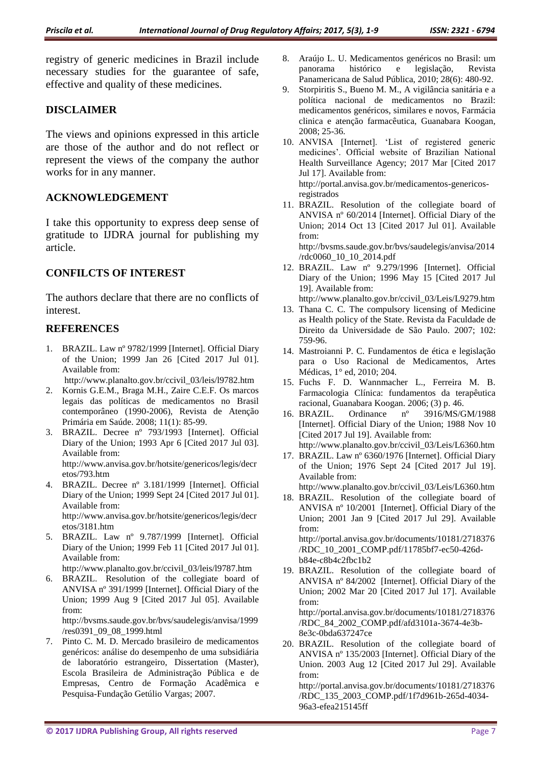registry of generic medicines in Brazil include necessary studies for the guarantee of safe, effective and quality of these medicines.

## DISCLAIMER

The views and opinions expressed in this article are those of the author and do not reflect or represent the views of the company the author works for in any manner.

## ACKNOWLEDGEMENT

I take this opportunity to express deep sense of gratitude to IJDRA journal for publishing my article.

## CONFILCTS OF INTEREST

The authors declare that there are no conflicts of interest.

## REFERENCES

1. BRAZIL. Law nº 9782/1999 [Internet]. Official Diary of the Union; 1999 Jan 26 [Cited 2017 Jul 01]. Available from: http://www.planalto.gov.br/ccivil_03/leis/l9782.htm
2. Kornis G.E.M., Braga M.H., Zaire C.E.F. Os marcos legais das políticas de medicamentos no Brasil contemporâneo (1990-2006), Revista de Atenção Primária em Saúde. 2008; 11(1): 85-99.
3. BRAZIL. Decree nº 793/1993 [Internet]. Official Diary of the Union; 1993 Apr 6 [Cited 2017 Jul 03]. Available from: http://www.anvisa.gov.br/hotsite/genericos/legis/decretos/793.htm
4. BRAZIL. Decree nº 3.181/1999 [Internet]. Official Diary of the Union; 1999 Sept 24 [Cited 2017 Jul 01]. Available from: http://www.anvisa.gov.br/hotsite/genericos/legis/decretos/3181.htm
5. BRAZIL. Law nº 9.787/1999 [Internet]. Official Diary of the Union; 1999 Feb 11 [Cited 2017 Jul 01]. Available from: http://www.planalto.gov.br/ccivil_03/leis/l9787.htm
6. BRAZIL. Resolution of the collegiate board of ANVISA nº 391/1999 [Internet]. Official Diary of the Union; 1999 Aug 9 [Cited 2017 Jul 05]. Available from: http://bvsms.saude.gov.br/bvs/saudelegis/anvisa/1999/res0391_09_08_1999.html
7. Pinto C. M. D. Mercado brasileiro de medicamentos genéricos: análise do desempenho de uma subsidiária de laboratório estrangeiro, Dissertation (Master), Escola Brasileira de Administração Pública e de Empresas, Centro de Formação Acadêmica e Pesquisa-Fundação Getúlio Vargas; 2007.
8. Araújo L. U. Medicamentos genéricos no Brasil: um panorama histórico e legislação, Revista Panamericana de Salud Pública, 2010; 28(6): 480-92.
9. Storpiritis S., Bueno M. M., A vigilância sanitária e a política nacional de medicamentos no Brazil: medicamentos genéricos, similares e novos, Farmácia clinica e atenção farmacêutica, Guanabara Koogan, 2008; 25-36.
10. ANVISA [Internet]. 'List of registered generic medicines'. Official website of Brazilian National Health Surveillance Agency; 2017 Mar [Cited 2017 Jul 17]. Available from: http://portal.anvisa.gov.br/medicamentos-genericos-registrados
11. BRAZIL. Resolution of the collegiate board of ANVISA nº 60/2014 [Internet]. Official Diary of the Union; 2014 Oct 13 [Cited 2017 Jul 01]. Available from: http://bvsms.saude.gov.br/bvs/saudelegis/anvisa/2014/rdc0060_10_10_2014.pdf
12. BRAZIL. Law nº 9.279/1996 [Internet]. Official Diary of the Union; 1996 May 15 [Cited 2017 Jul 19]. Available from: http://www.planalto.gov.br/ccivil_03/Leis/L9279.htm
13. Thana C. C. The compulsory licensing of Medicine as Health policy of the State. Revista da Faculdade de Direito da Universidade de São Paulo. 2007; 102: 759-96.
14. Mastroianni P. C. Fundamentos de ética e legislação para o Uso Racional de Medicamentos, Artes Médicas, 1° ed, 2010; 204.
15. Fuchs F. D. Wannmacher L., Ferreira M. B. Farmacologia Clínica: fundamentos da terapêutica racional, Guanabara Koogan. 2006; (3) p. 46.
16. BRAZIL. Ordinance nº 3916/MS/GM/1988 [Internet]. Official Diary of the Union; 1988 Nov 10 [Cited 2017 Jul 19]. Available from: http://www.planalto.gov.br/ccivil_03/Leis/L6360.htm
17. BRAZIL. Law nº 6360/1976 [Internet]. Official Diary of the Union; 1976 Sept 24 [Cited 2017 Jul 19]. Available from: http://www.planalto.gov.br/ccivil_03/Leis/L6360.htm
18. BRAZIL. Resolution of the collegiate board of ANVISA nº 10/2001 [Internet]. Official Diary of the Union; 2001 Jan 9 [Cited 2017 Jul 29]. Available from: http://portal.anvisa.gov.br/documents/10181/2718376/RDC_10_2001_COMP.pdf/11785bf7-ec50-426d-b84e-c8b4c2fbc1b2
19. BRAZIL. Resolution of the collegiate board of ANVISA nº 84/2002 [Internet]. Official Diary of the Union; 2002 Mar 20 [Cited 2017 Jul 17]. Available from: http://portal.anvisa.gov.br/documents/10181/2718376/RDC_84_2002_COMP.pdf/afd3101a-3674-4e3b-8e3c-0bda637247ce
20. BRAZIL. Resolution of the collegiate board of ANVISA nº 135/2003 [Internet]. Official Diary of the Union. 2003 Aug 12 [Cited 2017 Jul 29]. Available from: http://portal.anvisa.gov.br/documents/10181/2718376/RDC_135_2003_COMP.pdf/1f7d961b-265d-4034-96a3-efea215145ff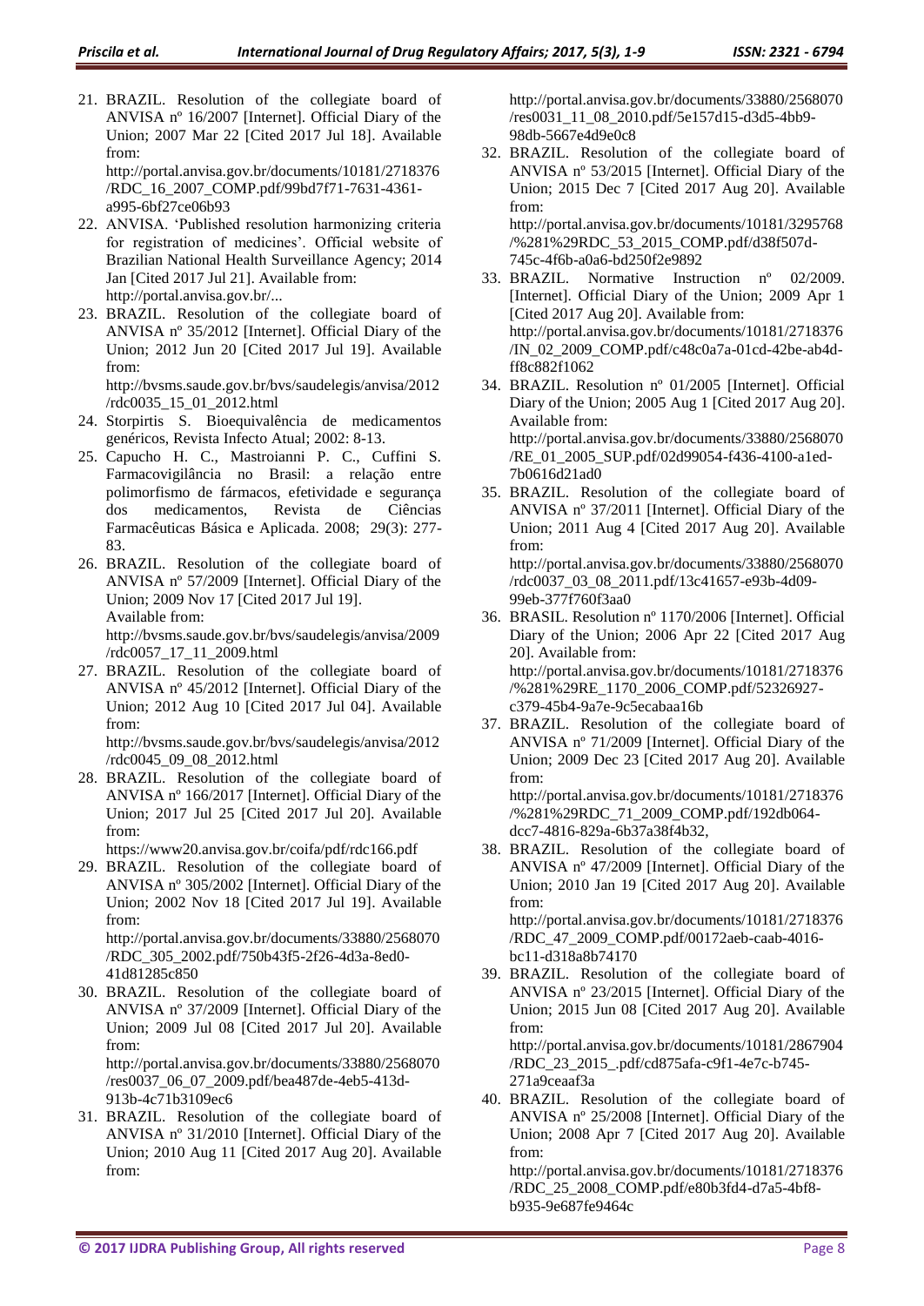21. BRAZIL. Resolution of the collegiate board of ANVISA nº 16/2007 [Internet]. Official Diary of the Union; 2007 Mar 22 [Cited 2017 Jul 18]. Available from: http://portal.anvisa.gov.br/documents/10181/2718376/RDC_16_2007_COMP.pdf/99bd7f71-7631-4361-a995-6bf27ce06b93
22. ANVISA. 'Published resolution harmonizing criteria for registration of medicines'. Official website of Brazilian National Health Surveillance Agency; 2014 Jan [Cited 2017 Jul 21]. Available from: http://portal.anvisa.gov.br/...
23. BRAZIL. Resolution of the collegiate board of ANVISA nº 35/2012 [Internet]. Official Diary of the Union; 2012 Jun 20 [Cited 2017 Jul 19]. Available from: http://bvsms.saude.gov.br/bvs/saudelegis/anvisa/2012/rdc0035_15_01_2012.html
24. Storpirtis S. Bioequivalência de medicamentos genéricos, Revista Infecto Atual; 2002: 8-13.
25. Capucho H. C., Mastroianni P. C., Cuffini S. Farmacovigilância no Brasil: a relação entre polimorfismo de fármacos, efetividade e segurança dos medicamentos, Revista de Ciências Farmacêuticas Básica e Aplicada. 2008; 29(3): 277-83.
26. BRAZIL. Resolution of the collegiate board of ANVISA nº 57/2009 [Internet]. Official Diary of the Union; 2009 Nov 17 [Cited 2017 Jul 19]. Available from: http://bvsms.saude.gov.br/bvs/saudelegis/anvisa/2009/rdc0057_17_11_2009.html
27. BRAZIL. Resolution of the collegiate board of ANVISA nº 45/2012 [Internet]. Official Diary of the Union; 2012 Aug 10 [Cited 2017 Jul 04]. Available from: http://bvsms.saude.gov.br/bvs/saudelegis/anvisa/2012/rdc0045_09_08_2012.html
28. BRAZIL. Resolution of the collegiate board of ANVISA nº 166/2017 [Internet]. Official Diary of the Union; 2017 Jul 25 [Cited 2017 Jul 20]. Available from: https://www20.anvisa.gov.br/coifa/pdf/rdc166.pdf
29. BRAZIL. Resolution of the collegiate board of ANVISA nº 305/2002 [Internet]. Official Diary of the Union; 2002 Nov 18 [Cited 2017 Jul 19]. Available from: http://portal.anvisa.gov.br/documents/33880/2568070/RDC_305_2002.pdf/750b43f5-2f26-4d3a-8ed0-41d81285c850
30. BRAZIL. Resolution of the collegiate board of ANVISA nº 37/2009 [Internet]. Official Diary of the Union; 2009 Jul 08 [Cited 2017 Jul 20]. Available from: http://portal.anvisa.gov.br/documents/33880/2568070/res0037_06_07_2009.pdf/bea487de-4eb5-413d-913b-4c71b3109ec6
31. BRAZIL. Resolution of the collegiate board of ANVISA nº 31/2010 [Internet]. Official Diary of the Union; 2010 Aug 11 [Cited 2017 Aug 20]. Available from: http://portal.anvisa.gov.br/documents/33880/2568070/res0031_11_08_2010.pdf/5e157d15-d3d5-4bb9-98db-5667e4d9e0c8
32. BRAZIL. Resolution of the collegiate board of ANVISA nº 53/2015 [Internet]. Official Diary of the Union; 2015 Dec 7 [Cited 2017 Aug 20]. Available from: http://portal.anvisa.gov.br/documents/10181/3295768/%281%29RDC_53_2015_COMP.pdf/d38f507d-745c-4f6b-a0a6-bd250f2e9892
33. BRAZIL. Normative Instruction nº 02/2009. [Internet]. Official Diary of the Union; 2009 Apr 1 [Cited 2017 Aug 20]. Available from: http://portal.anvisa.gov.br/documents/10181/2718376/IN_02_2009_COMP.pdf/c48c0a7a-01cd-42be-ab4d-ff8c882f1062
34. BRAZIL. Resolution nº 01/2005 [Internet]. Official Diary of the Union; 2005 Aug 1 [Cited 2017 Aug 20]. Available from: http://portal.anvisa.gov.br/documents/33880/2568070/RE_01_2005_SUP.pdf/02d99054-f436-4100-a1ed-7b0616d21ad0
35. BRAZIL. Resolution of the collegiate board of ANVISA nº 37/2011 [Internet]. Official Diary of the Union; 2011 Aug 4 [Cited 2017 Aug 20]. Available from: http://portal.anvisa.gov.br/documents/33880/2568070/rdc0037_03_08_2011.pdf/13c41657-e93b-4d09-99eb-377f760f3aa0
36. BRASIL. Resolution nº 1170/2006 [Internet]. Official Diary of the Union; 2006 Apr 22 [Cited 2017 Aug 20]. Available from: http://portal.anvisa.gov.br/documents/10181/2718376/%281%29RE_1170_2006_COMP.pdf/52326927-c379-45b4-9a7e-9c5ecabaa16b
37. BRAZIL. Resolution of the collegiate board of ANVISA nº 71/2009 [Internet]. Official Diary of the Union; 2009 Dec 23 [Cited 2017 Aug 20]. Available from: http://portal.anvisa.gov.br/documents/10181/2718376/%281%29RDC_71_2009_COMP.pdf/192db064-dcc7-4816-829a-6b37a38f4b32,
38. BRAZIL. Resolution of the collegiate board of ANVISA nº 47/2009 [Internet]. Official Diary of the Union; 2010 Jan 19 [Cited 2017 Aug 20]. Available from: http://portal.anvisa.gov.br/documents/10181/2718376/RDC_47_2009_COMP.pdf/00172aeb-caab-4016-bc11-d318a8b74170
39. BRAZIL. Resolution of the collegiate board of ANVISA nº 23/2015 [Internet]. Official Diary of the Union; 2015 Jun 08 [Cited 2017 Aug 20]. Available from: http://portal.anvisa.gov.br/documents/10181/2867904/RDC_23_2015_.pdf/cd875afa-c9f1-4e7c-b745-271a9ceaaf3a
40. BRAZIL. Resolution of the collegiate board of ANVISA nº 25/2008 [Internet]. Official Diary of the Union; 2008 Apr 7 [Cited 2017 Aug 20]. Available from: http://portal.anvisa.gov.br/documents/10181/2718376/RDC_25_2008_COMP.pdf/e80b3fd4-d7a5-4bf8-b935-9e687fe9464c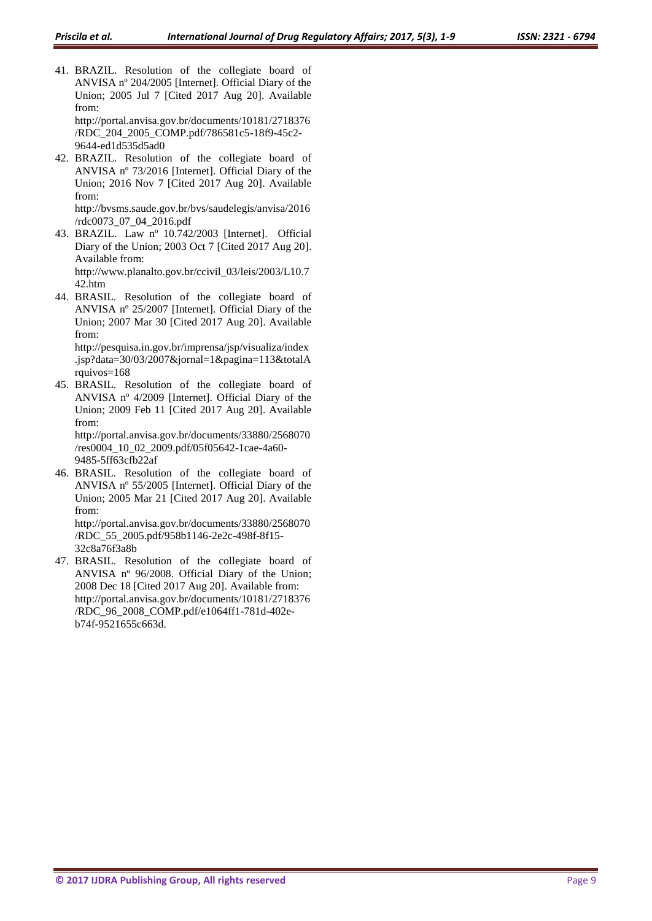41. BRAZIL. Resolution of the collegiate board of ANVISA nº 204/2005 [Internet]. Official Diary of the Union; 2005 Jul 7 [Cited 2017 Aug 20]. Available from: http://portal.anvisa.gov.br/documents/10181/2718376/RDC_204_2005_COMP.pdf/786581c5-18f9-45c2-9644-ed1d535d5ad0
42. BRAZIL. Resolution of the collegiate board of ANVISA nº 73/2016 [Internet]. Official Diary of the Union; 2016 Nov 7 [Cited 2017 Aug 20]. Available from: http://bvsms.saude.gov.br/bvs/saudelegis/anvisa/2016/rdc0073_07_04_2016.pdf
43. BRAZIL. Law nº 10.742/2003 [Internet]. Official Diary of the Union; 2003 Oct 7 [Cited 2017 Aug 20]. Available from: http://www.planalto.gov.br/ccivil_03/leis/2003/L10.742.htm
44. BRASIL. Resolution of the collegiate board of ANVISA nº 25/2007 [Internet]. Official Diary of the Union; 2007 Mar 30 [Cited 2017 Aug 20]. Available from: http://pesquisa.in.gov.br/imprensa/jsp/visualiza/index.jsp?data=30/03/2007&jornal=1&pagina=113&totalArquivos=168
45. BRASIL. Resolution of the collegiate board of ANVISA nº 4/2009 [Internet]. Official Diary of the Union; 2009 Feb 11 [Cited 2017 Aug 20]. Available from: http://portal.anvisa.gov.br/documents/33880/2568070/res0004_10_02_2009.pdf/05f05642-1cae-4a60-9485-5ff63cfb22af
46. BRASIL. Resolution of the collegiate board of ANVISA nº 55/2005 [Internet]. Official Diary of the Union; 2005 Mar 21 [Cited 2017 Aug 20]. Available from: http://portal.anvisa.gov.br/documents/33880/2568070/RDC_55_2005.pdf/958b1146-2e2c-498f-8f15-32c8a76f3a8b
47. BRASIL. Resolution of the collegiate board of ANVISA nº 96/2008. Official Diary of the Union; 2008 Dec 18 [Cited 2017 Aug 20]. Available from: http://portal.anvisa.gov.br/documents/10181/2718376/RDC_96_2008_COMP.pdf/e1064ff1-781d-402e-b74f-9521655c663d.